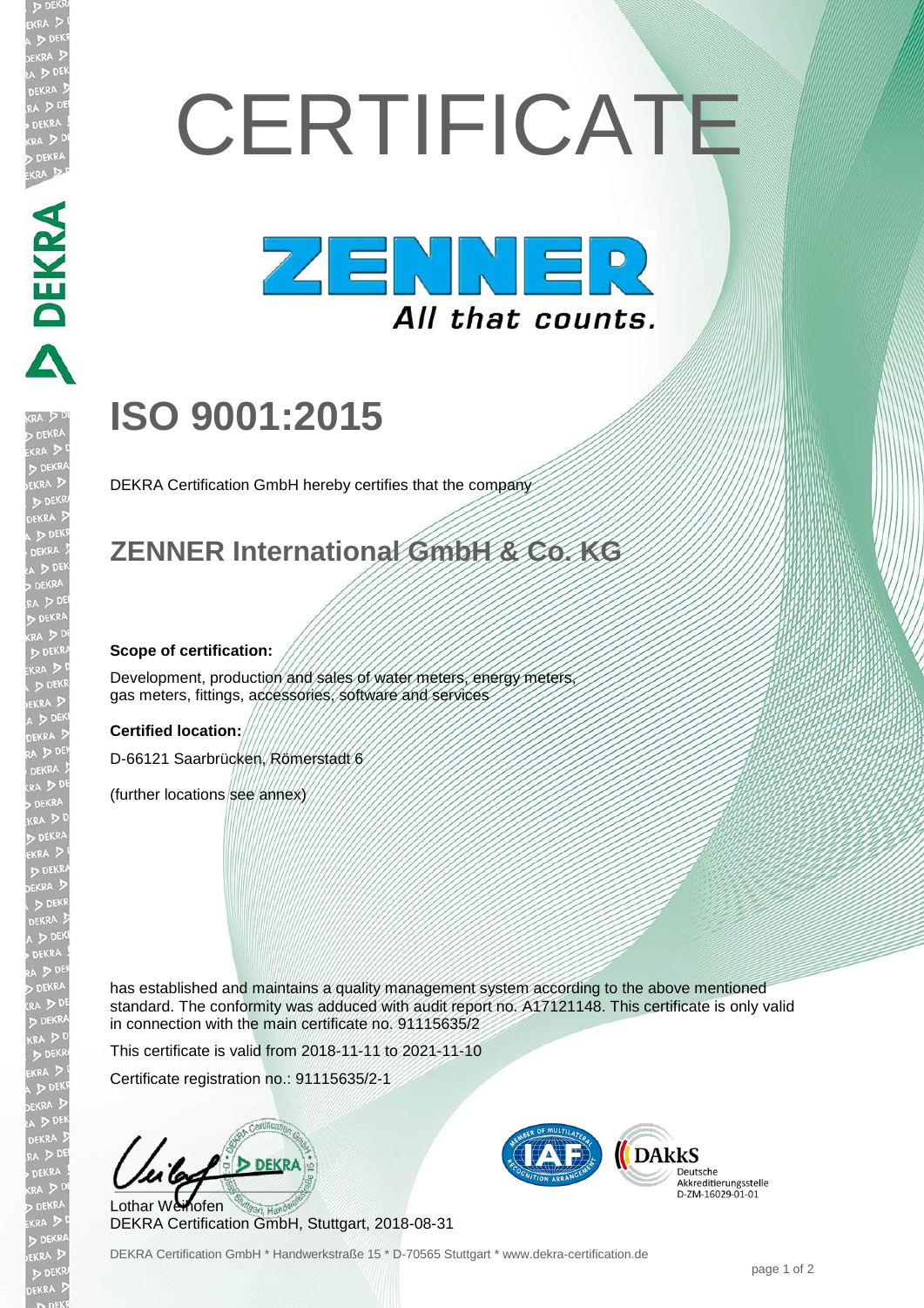# CERTIFICATE

ZENNER
*All that counts.*

# ISO 9001:2015

DEKRA Certification GmbH hereby certifies that the company

## ZENNER International GmbH & Co. KG

**Scope of certification:**

Development, production and sales of water meters, energy meters, gas meters, fittings, accessories, software and services

**Certified location:**

D-66121 Saarbrücken, Römerstadt 6

(further locations see annex)

has established and maintains a quality management system according to the above mentioned standard. The conformity was adduced with audit report no. A17121148. This certificate is only valid in connection with the main certificate no. 91115635/2

This certificate is valid from 2018-11-11 to 2021-11-10

Certificate registration no.: 91115635/2-1

Lothar Weihofen
DEKRA Certification GmbH, Stuttgart, 2018-08-31

DAkkS Deutsche Akkreditierungsstelle D-ZM-16029-01-01

DEKRA Certification GmbH * Handwerkstraße 15 * D-70565 Stuttgart * www.dekra-certification.de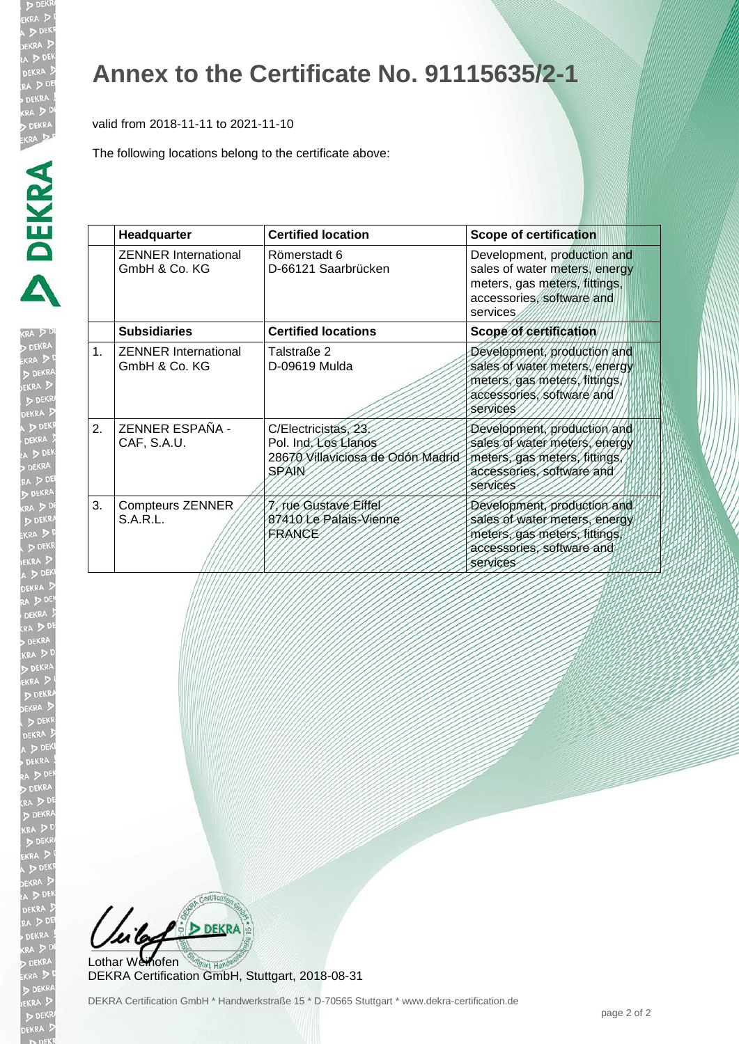# Annex to the Certificate No. 91115635/2-1

valid from 2018-11-11 to 2021-11-10

The following locations belong to the certificate above:

| | Headquarter | Certified location | Scope of certification |
|---|---|---|---|
| | ZENNER International GmbH & Co. KG | Römerstadt 6<br>D-66121 Saarbrücken | Development, production and sales of water meters, energy meters, gas meters, fittings, accessories, software and services |
| | **Subsidiaries** | **Certified locations** | **Scope of certification** |
| 1. | ZENNER International GmbH & Co. KG | Talstraße 2<br>D-09619 Mulda | Development, production and sales of water meters, energy meters, gas meters, fittings, accessories, software and services |
| 2. | ZENNER ESPAÑA - CAF, S.A.U. | C/Electricistas, 23.<br>Pol. Ind. Los Llanos<br>28670 Villaviciosa de Odón Madrid<br>SPAIN | Development, production and sales of water meters, energy meters, gas meters, fittings, accessories, software and services |
| 3. | Compteurs ZENNER S.A.R.L. | 7, rue Gustave Eiffel<br>87410 Le Palais-Vienne<br>FRANCE | Development, production and sales of water meters, energy meters, gas meters, fittings, accessories, software and services |

Lothar Weihofen
DEKRA Certification GmbH, Stuttgart, 2018-08-31

DEKRA Certification GmbH * Handwerkstraße 15 * D-70565 Stuttgart * www.dekra-certification.de